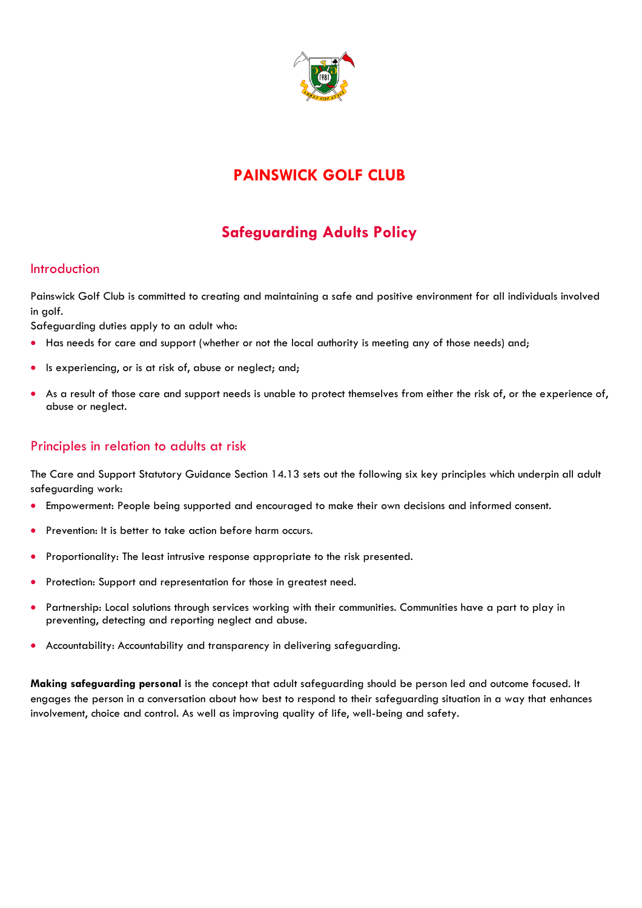# PAINSWICK GOLF CLUB

## Safeguarding Adults Policy

### Introduction

Painswick Golf Club is committed to creating and maintaining a safe and positive environment for all individuals involved in golf.

Safeguarding duties apply to an adult who:

- Has needs for care and support (whether or not the local authority is meeting any of those needs) and;
- Is experiencing, or is at risk of, abuse or neglect; and;
- As a result of those care and support needs is unable to protect themselves from either the risk of, or the experience of, abuse or neglect.

### Principles in relation to adults at risk

The Care and Support Statutory Guidance Section 14.13 sets out the following six key principles which underpin all adult safeguarding work:

- Empowerment: People being supported and encouraged to make their own decisions and informed consent.
- Prevention: It is better to take action before harm occurs.
- Proportionality: The least intrusive response appropriate to the risk presented.
- Protection: Support and representation for those in greatest need.
- Partnership: Local solutions through services working with their communities. Communities have a part to play in preventing, detecting and reporting neglect and abuse.
- Accountability: Accountability and transparency in delivering safeguarding.

**Making safeguarding personal** is the concept that adult safeguarding should be person led and outcome focused. It engages the person in a conversation about how best to respond to their safeguarding situation in a way that enhances involvement, choice and control. As well as improving quality of life, well-being and safety.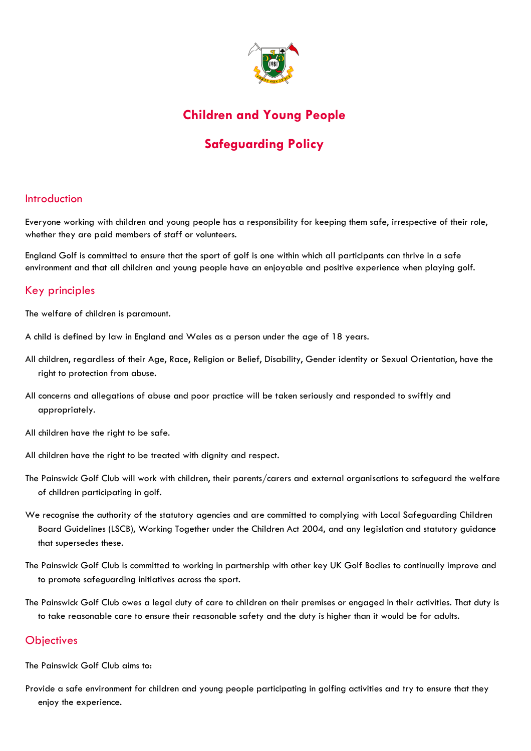# Children and Young People

# Safeguarding Policy

## Introduction

Everyone working with children and young people has a responsibility for keeping them safe, irrespective of their role, whether they are paid members of staff or volunteers.

England Golf is committed to ensure that the sport of golf is one within which all participants can thrive in a safe environment and that all children and young people have an enjoyable and positive experience when playing golf.

## Key principles

The welfare of children is paramount.

A child is defined by law in England and Wales as a person under the age of 18 years.

All children, regardless of their Age, Race, Religion or Belief, Disability, Gender identity or Sexual Orientation, have the right to protection from abuse.

All concerns and allegations of abuse and poor practice will be taken seriously and responded to swiftly and appropriately.

All children have the right to be safe.

All children have the right to be treated with dignity and respect.

The Painswick Golf Club will work with children, their parents/carers and external organisations to safeguard the welfare of children participating in golf.

We recognise the authority of the statutory agencies and are committed to complying with Local Safeguarding Children Board Guidelines (LSCB), Working Together under the Children Act 2004, and any legislation and statutory guidance that supersedes these.

The Painswick Golf Club is committed to working in partnership with other key UK Golf Bodies to continually improve and to promote safeguarding initiatives across the sport.

The Painswick Golf Club owes a legal duty of care to children on their premises or engaged in their activities. That duty is to take reasonable care to ensure their reasonable safety and the duty is higher than it would be for adults.

## Objectives

The Painswick Golf Club aims to:

Provide a safe environment for children and young people participating in golfing activities and try to ensure that they enjoy the experience.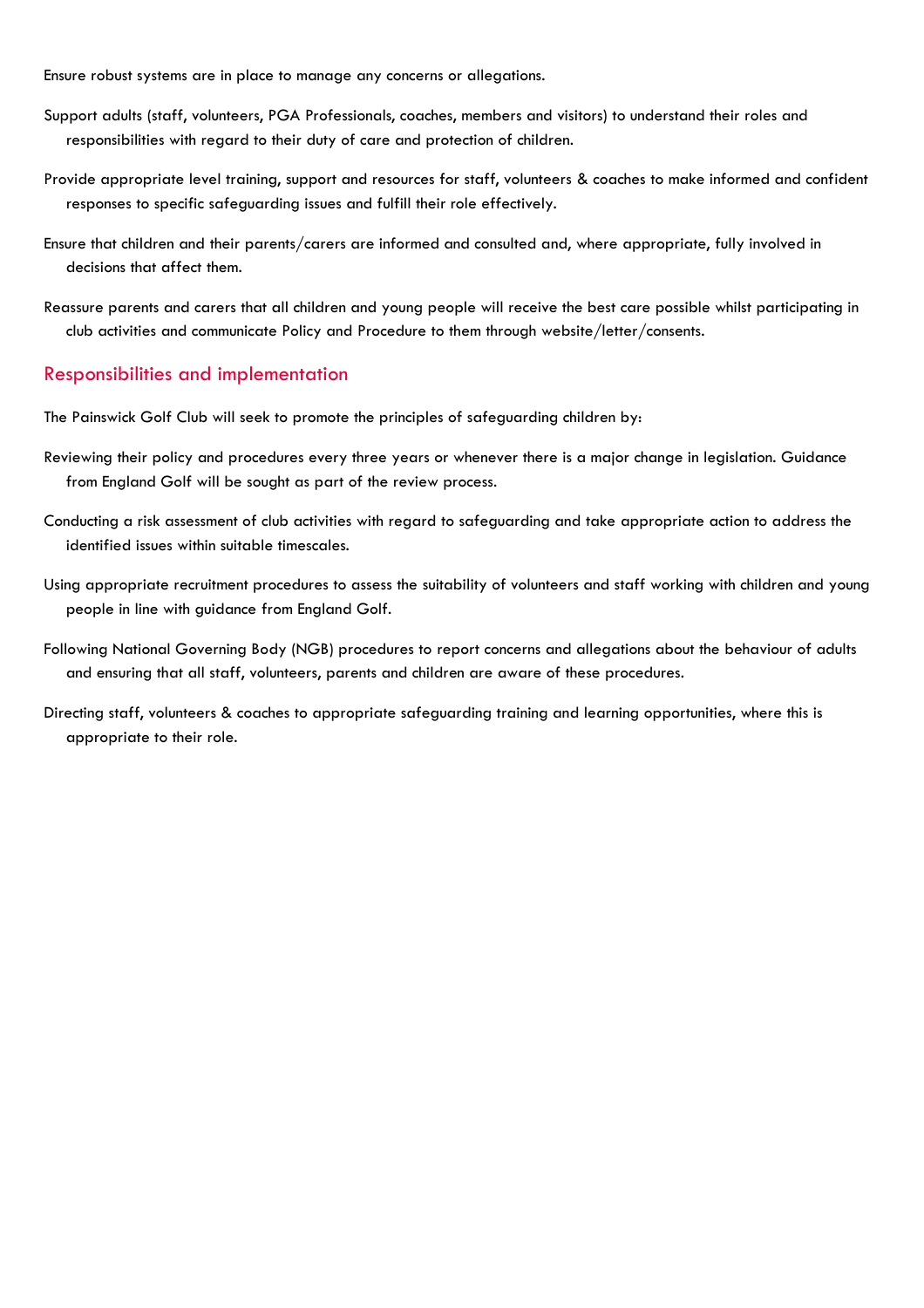Ensure robust systems are in place to manage any concerns or allegations.

Support adults (staff, volunteers, PGA Professionals, coaches, members and visitors) to understand their roles and responsibilities with regard to their duty of care and protection of children.

Provide appropriate level training, support and resources for staff, volunteers & coaches to make informed and confident responses to specific safeguarding issues and fulfill their role effectively.

Ensure that children and their parents/carers are informed and consulted and, where appropriate, fully involved in decisions that affect them.

Reassure parents and carers that all children and young people will receive the best care possible whilst participating in club activities and communicate Policy and Procedure to them through website/letter/consents.

## Responsibilities and implementation

The Painswick Golf Club will seek to promote the principles of safeguarding children by:

Reviewing their policy and procedures every three years or whenever there is a major change in legislation. Guidance from England Golf will be sought as part of the review process.

Conducting a risk assessment of club activities with regard to safeguarding and take appropriate action to address the identified issues within suitable timescales.

Using appropriate recruitment procedures to assess the suitability of volunteers and staff working with children and young people in line with guidance from England Golf.

Following National Governing Body (NGB) procedures to report concerns and allegations about the behaviour of adults and ensuring that all staff, volunteers, parents and children are aware of these procedures.

Directing staff, volunteers & coaches to appropriate safeguarding training and learning opportunities, where this is appropriate to their role.